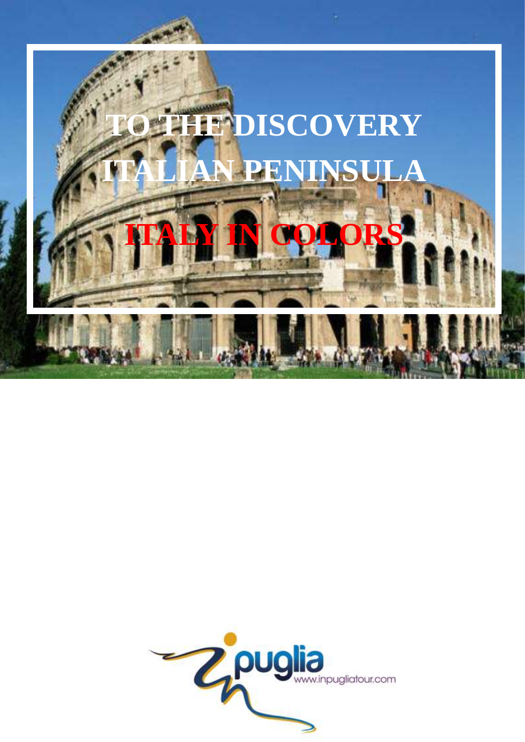# TO THE DISCOVERY ITALIAN PENINSULA

## ITALY IN COLORS

puglia
www.inpugliatour.com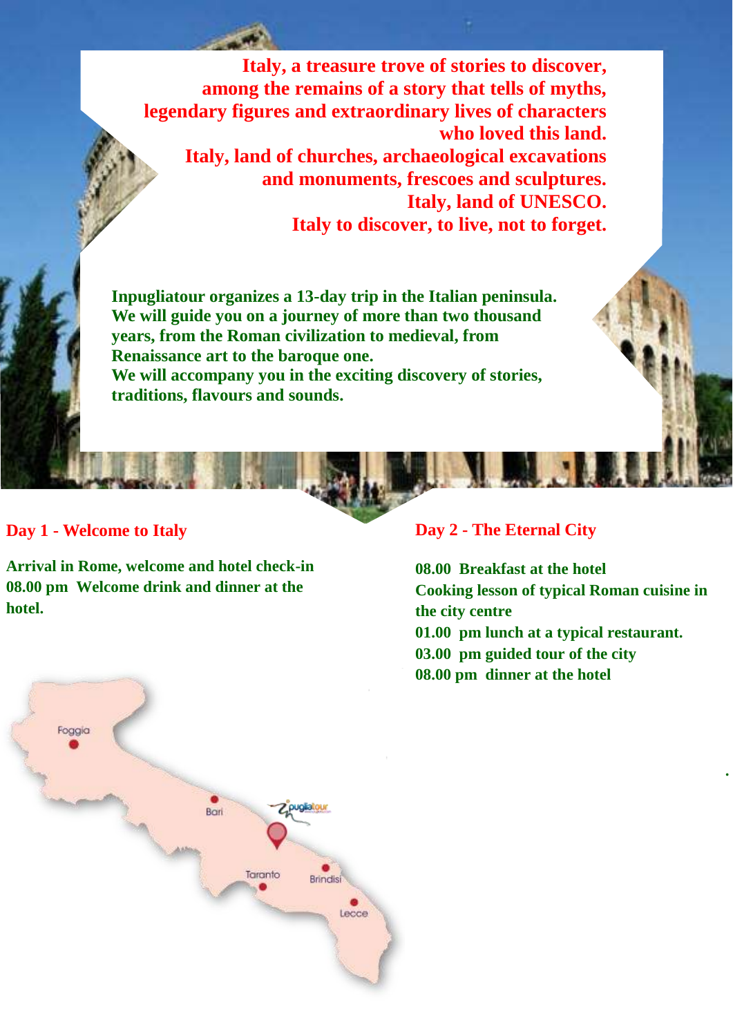**Italy, a treasure trove of stories to discover, among the remains of a story that tells of myths, legendary figures and extraordinary lives of characters who loved this land.**
**Italy, land of churches, archaeological excavations and monuments, frescoes and sculptures.**
**Italy, land of UNESCO.**
**Italy to discover, to live, not to forget.**

**Inpugliatour organizes a 13-day trip in the Italian peninsula. We will guide you on a journey of more than two thousand years, from the Roman civilization to medieval, from Renaissance art to the baroque one.**
**We will accompany you in the exciting discovery of stories, traditions, flavours and sounds.**

## Day 1 - Welcome to Italy

**Arrival in Rome, welcome and hotel check-in**
**08.00 pm Welcome drink and dinner at the hotel.**

## Day 2 - The Eternal City

**08.00 Breakfast at the hotel**
**Cooking lesson of typical Roman cuisine in the city centre**
**01.00 pm lunch at a typical restaurant.**
**03.00 pm guided tour of the city**
**08.00 pm dinner at the hotel**

Foggia
Bari
Taranto
Brindisi
Lecce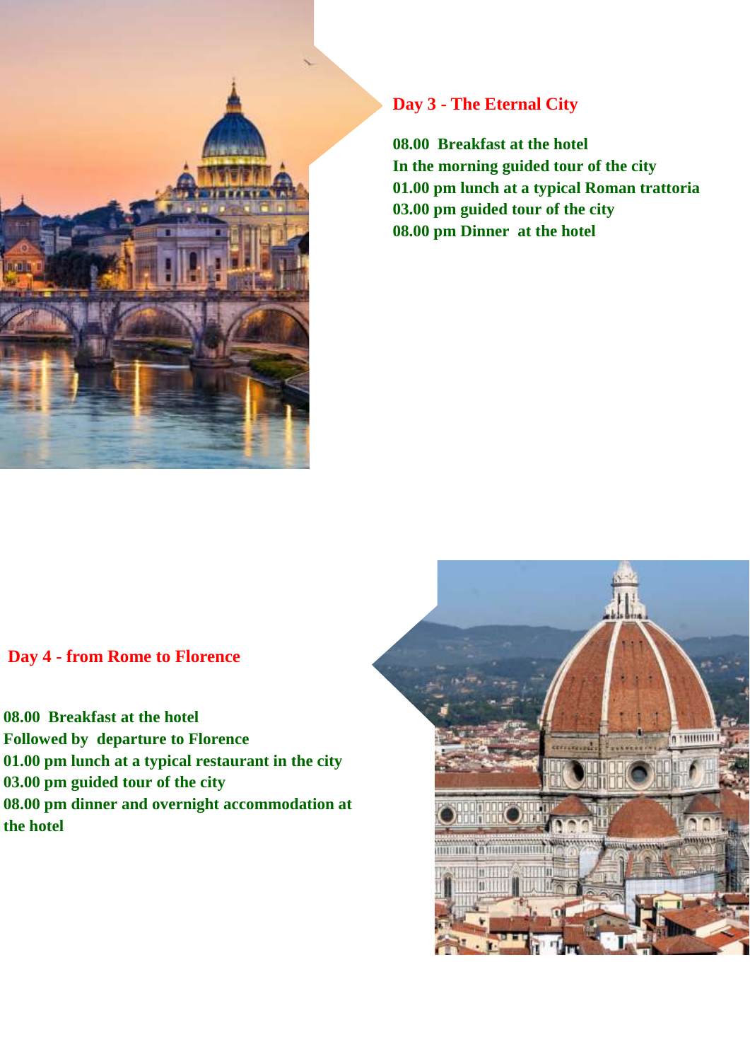## Day 3 - The Eternal City

**08.00 Breakfast at the hotel**
**In the morning guided tour of the city**
**01.00 pm lunch at a typical Roman trattoria**
**03.00 pm guided tour of the city**
**08.00 pm Dinner at the hotel**

## Day 4 - from Rome to Florence

**08.00 Breakfast at the hotel**
**Followed by departure to Florence**
**01.00 pm lunch at a typical restaurant in the city**
**03.00 pm guided tour of the city**
**08.00 pm dinner and overnight accommodation at the hotel**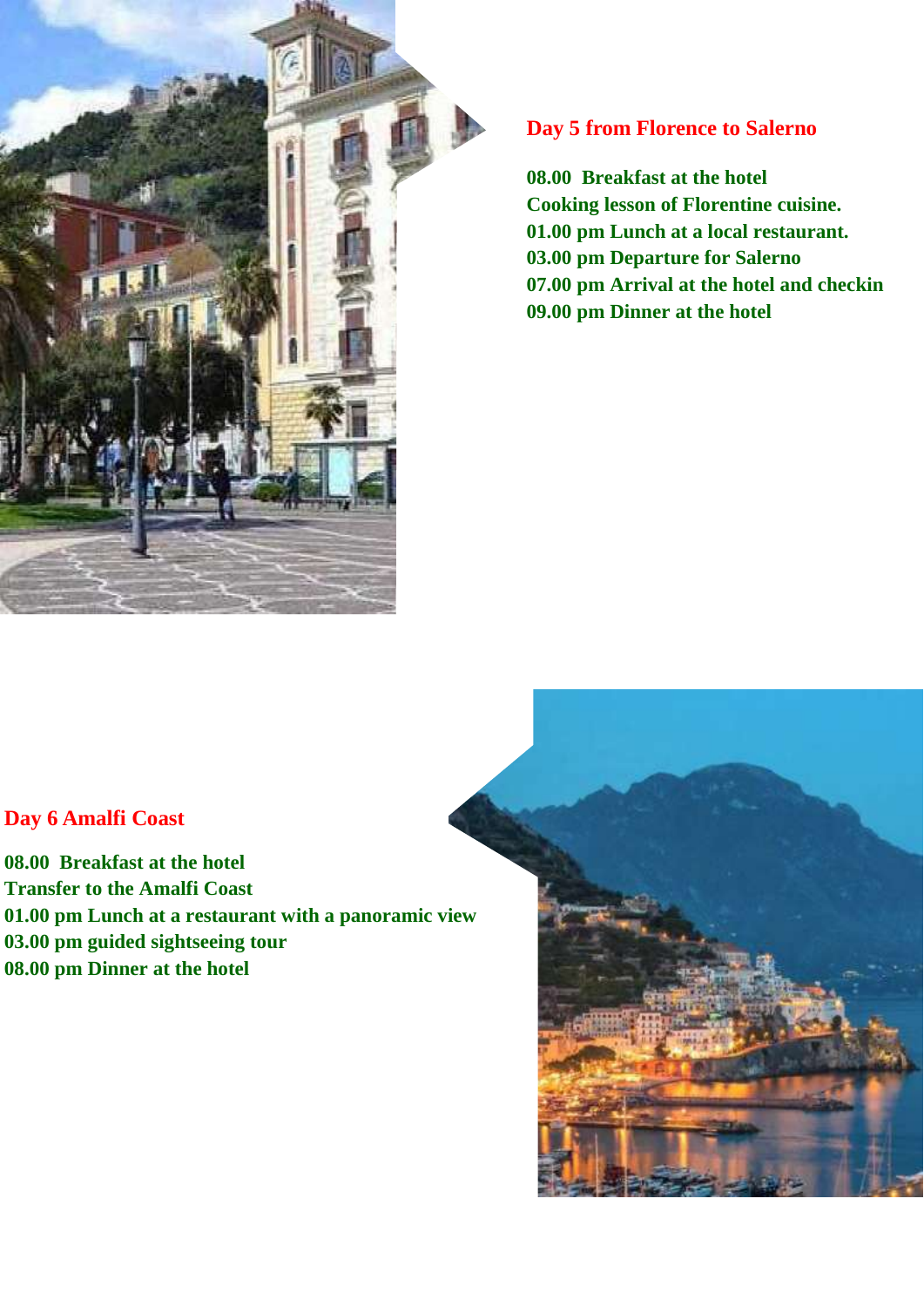## Day 5 from Florence to Salerno

**08.00 Breakfast at the hotel**
**Cooking lesson of Florentine cuisine.**
**01.00 pm Lunch at a local restaurant.**
**03.00 pm Departure for Salerno**
**07.00 pm Arrival at the hotel and checkin**
**09.00 pm Dinner at the hotel**

## Day 6 Amalfi Coast

**08.00 Breakfast at the hotel**
**Transfer to the Amalfi Coast**
**01.00 pm Lunch at a restaurant with a panoramic view**
**03.00 pm guided sightseeing tour**
**08.00 pm Dinner at the hotel**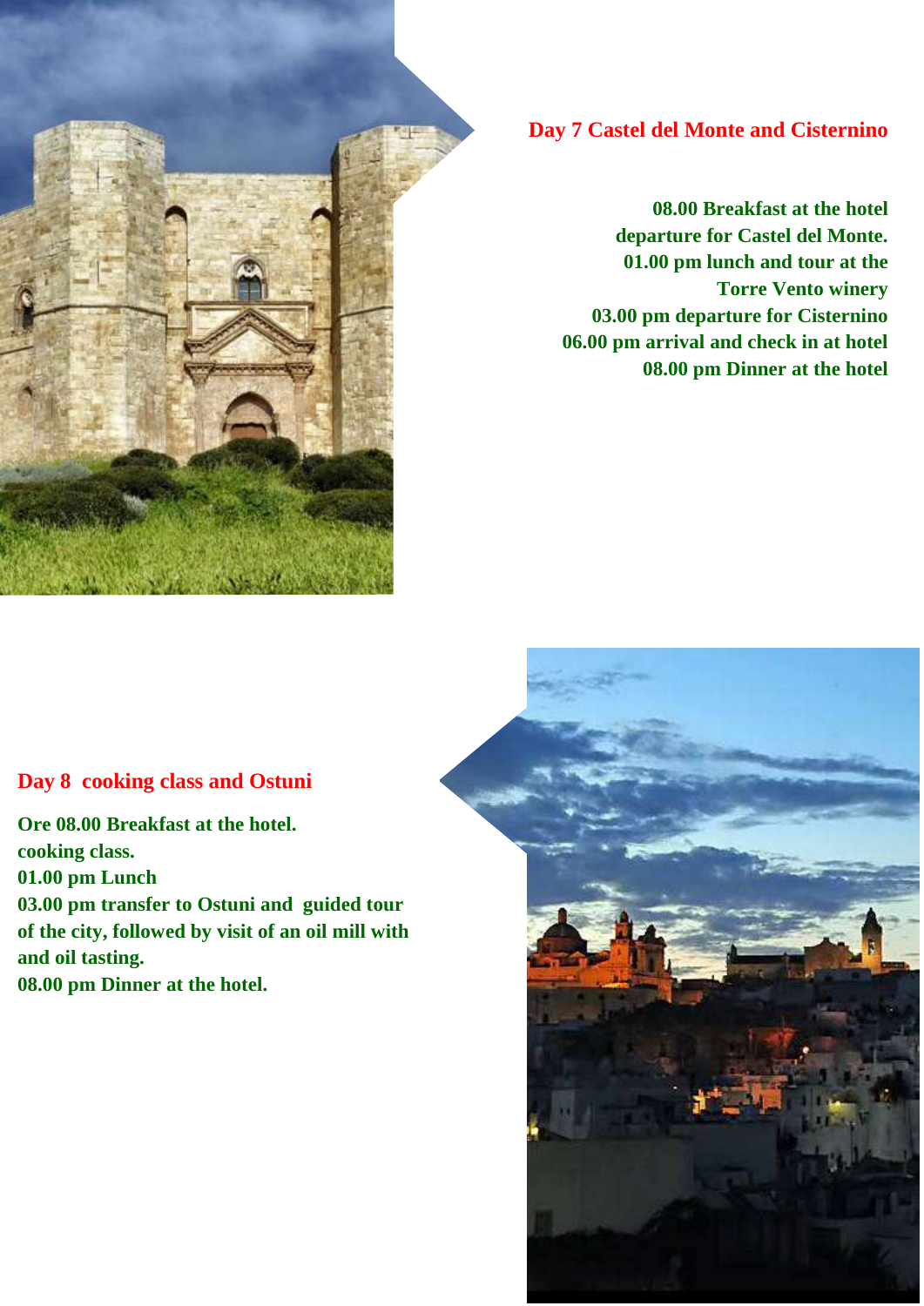## Day 7 Castel del Monte and Cisternino

**08.00 Breakfast at the hotel**
**departure for Castel del Monte.**
**01.00 pm lunch and tour at the Torre Vento winery**
**03.00 pm departure for Cisternino**
**06.00 pm arrival and check in at hotel**
**08.00 pm Dinner at the hotel**

## Day 8 cooking class and Ostuni

**Ore 08.00 Breakfast at the hotel.**
**cooking class.**
**01.00 pm Lunch**
**03.00 pm transfer to Ostuni and guided tour of the city, followed by visit of an oil mill with and oil tasting.**
**08.00 pm Dinner at the hotel.**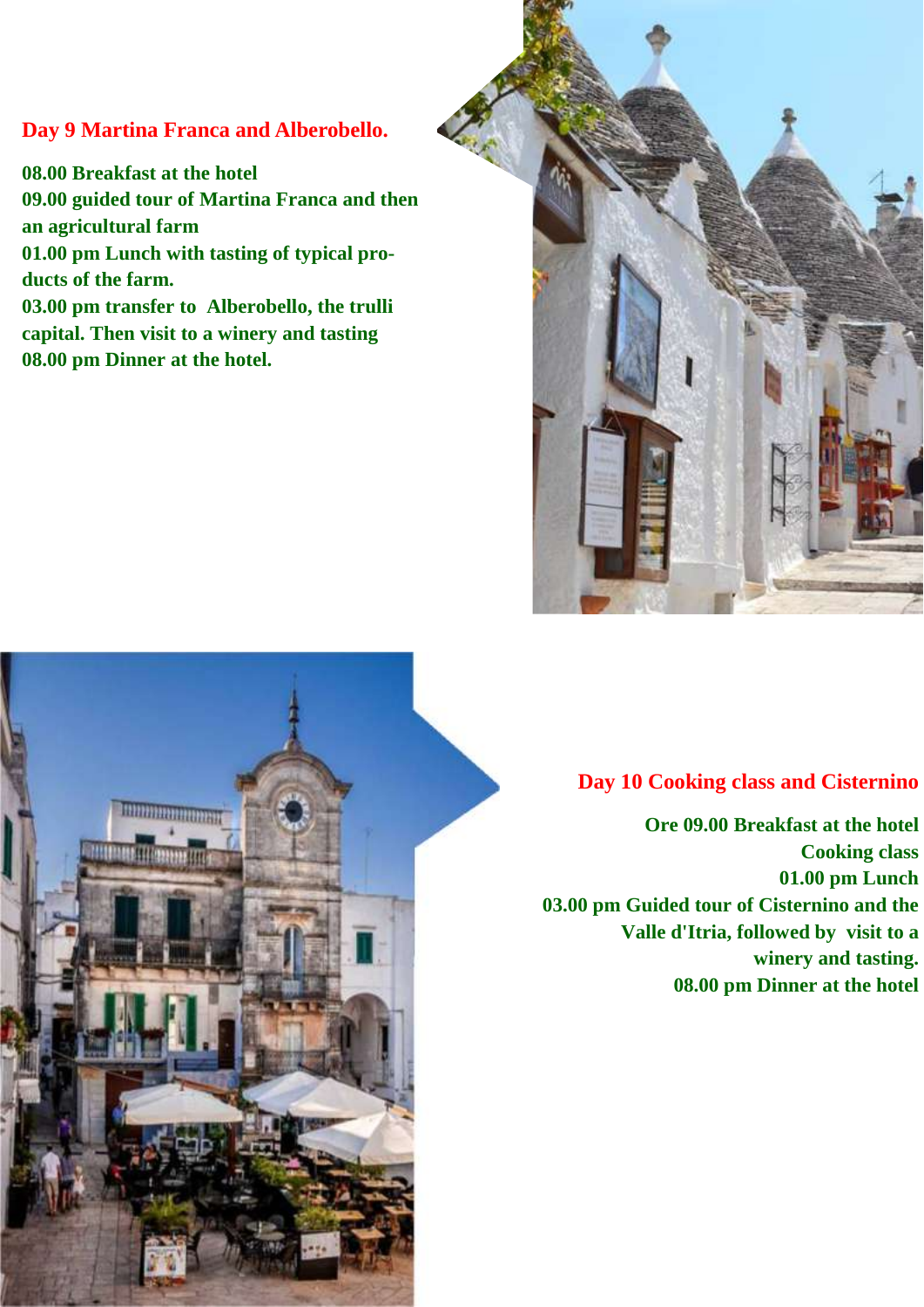## Day 9 Martina Franca and Alberobello.

**08.00 Breakfast at the hotel**
**09.00 guided tour of Martina Franca and then an agricultural farm**
**01.00 pm Lunch with tasting of typical products of the farm.**
**03.00 pm transfer to Alberobello, the trulli capital. Then visit to a winery and tasting**
**08.00 pm Dinner at the hotel.**

## Day 10 Cooking class and Cisternino

**Ore 09.00 Breakfast at the hotel**
**Cooking class**
**01.00 pm Lunch**
**03.00 pm Guided tour of Cisternino and the Valle d'Itria, followed by visit to a winery and tasting.**
**08.00 pm Dinner at the hotel**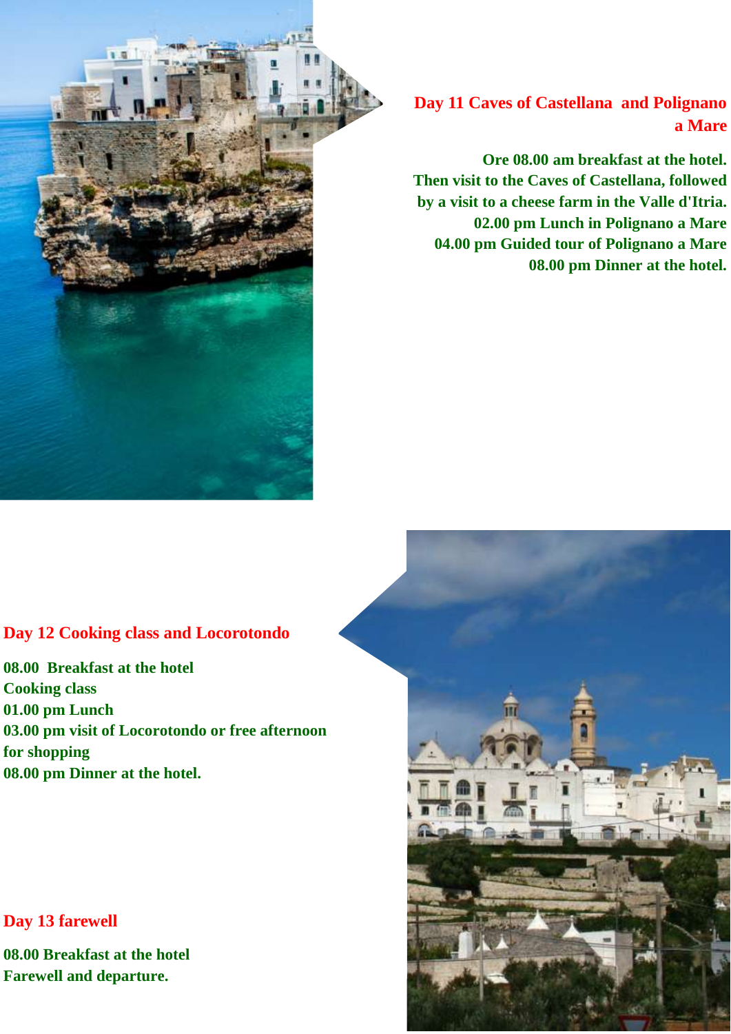## Day 11 Caves of Castellana and Polignano a Mare

Ore 08.00 am breakfast at the hotel.
Then visit to the Caves of Castellana, followed by a visit to a cheese farm in the Valle d'Itria.
02.00 pm Lunch in Polignano a Mare
04.00 pm Guided tour of Polignano a Mare
08.00 pm Dinner at the hotel.

## Day 12 Cooking class and Locorotondo

08.00 Breakfast at the hotel
Cooking class
01.00 pm Lunch
03.00 pm visit of Locorotondo or free afternoon for shopping
08.00 pm Dinner at the hotel.

## Day 13 farewell

08.00 Breakfast at the hotel
Farewell and departure.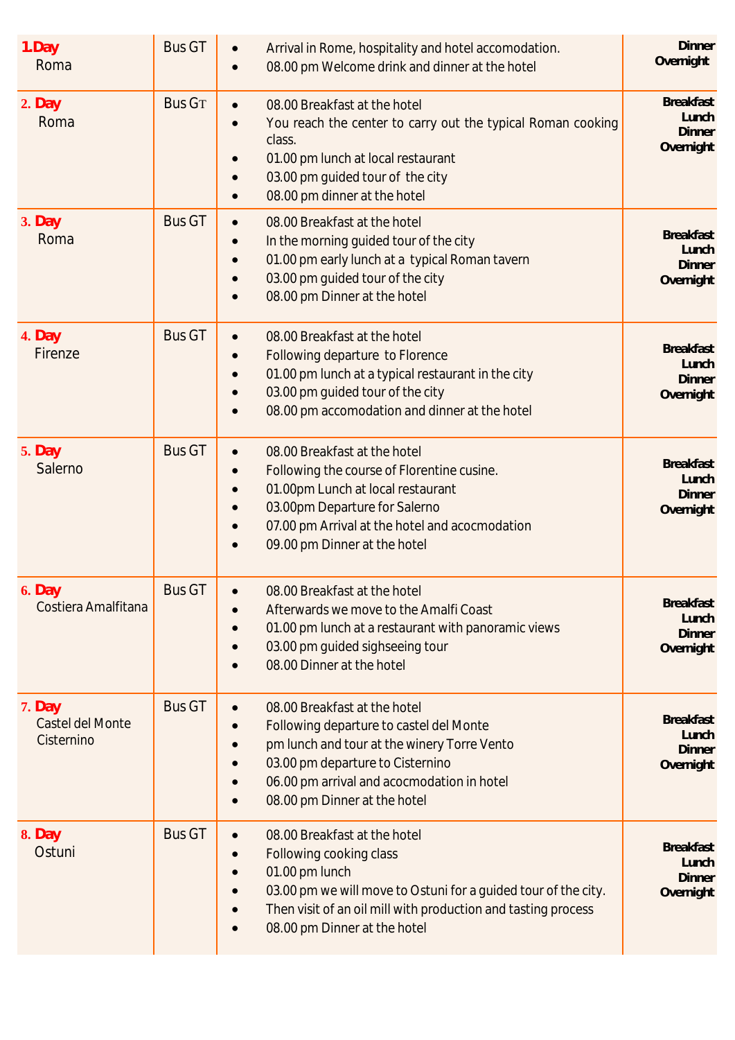| 1.Day Roma | Bus GT | • Arrival in Rome, hospitality and hotel accomodation.<br>• 08.00 pm Welcome drink and dinner at the hotel | **Dinner**<br>**Overnight** |
|---|---|---|---|
| 2. Day Roma | Bus GT | • 08.00 Breakfast at the hotel<br>• You reach the center to carry out the typical Roman cooking class.<br>• 01.00 pm lunch at local restaurant<br>• 03.00 pm guided tour of the city<br>• 08.00 pm dinner at the hotel | **Breakfast**<br>**Lunch**<br>**Dinner**<br>**Overnight** |
| 3. Day Roma | Bus GT | • 08.00 Breakfast at the hotel<br>• In the morning guided tour of the city<br>• 01.00 pm early lunch at a typical Roman tavern<br>• 03.00 pm guided tour of the city<br>• 08.00 pm Dinner at the hotel | **Breakfast**<br>**Lunch**<br>**Dinner**<br>**Overnight** |
| 4. Day Firenze | Bus GT | • 08.00 Breakfast at the hotel<br>• Following departure to Florence<br>• 01.00 pm lunch at a typical restaurant in the city<br>• 03.00 pm guided tour of the city<br>• 08.00 pm accomodation and dinner at the hotel | **Breakfast**<br>**Lunch**<br>**Dinner**<br>**Overnight** |
| 5. Day Salerno | Bus GT | • 08.00 Breakfast at the hotel<br>• Following the course of Florentine cusine.<br>• 01.00pm Lunch at local restaurant<br>• 03.00pm Departure for Salerno<br>• 07.00 pm Arrival at the hotel and acocmodation<br>• 09.00 pm Dinner at the hotel | **Breakfast**<br>**Lunch**<br>**Dinner**<br>**Overnight** |
| 6. Day Costiera Amalfitana | Bus GT | • 08.00 Breakfast at the hotel<br>• Afterwards we move to the Amalfi Coast<br>• 01.00 pm lunch at a restaurant with panoramic views<br>• 03.00 pm guided sighseeing tour<br>• 08.00 Dinner at the hotel | **Breakfast**<br>**Lunch**<br>**Dinner**<br>**Overnight** |
| 7. Day Castel del Monte Cisternino | Bus GT | • 08.00 Breakfast at the hotel<br>• Following departure to castel del Monte<br>• pm lunch and tour at the winery Torre Vento<br>• 03.00 pm departure to Cisternino<br>• 06.00 pm arrival and acocmodation in hotel<br>• 08.00 pm Dinner at the hotel | **Breakfast**<br>**Lunch**<br>**Dinner**<br>**Overnight** |
| 8. Day Ostuni | Bus GT | • 08.00 Breakfast at the hotel<br>• Following cooking class<br>• 01.00 pm lunch<br>• 03.00 pm we will move to Ostuni for a guided tour of the city.<br>• Then visit of an oil mill with production and tasting process<br>• 08.00 pm Dinner at the hotel | **Breakfast**<br>**Lunch**<br>**Dinner**<br>**Overnight** |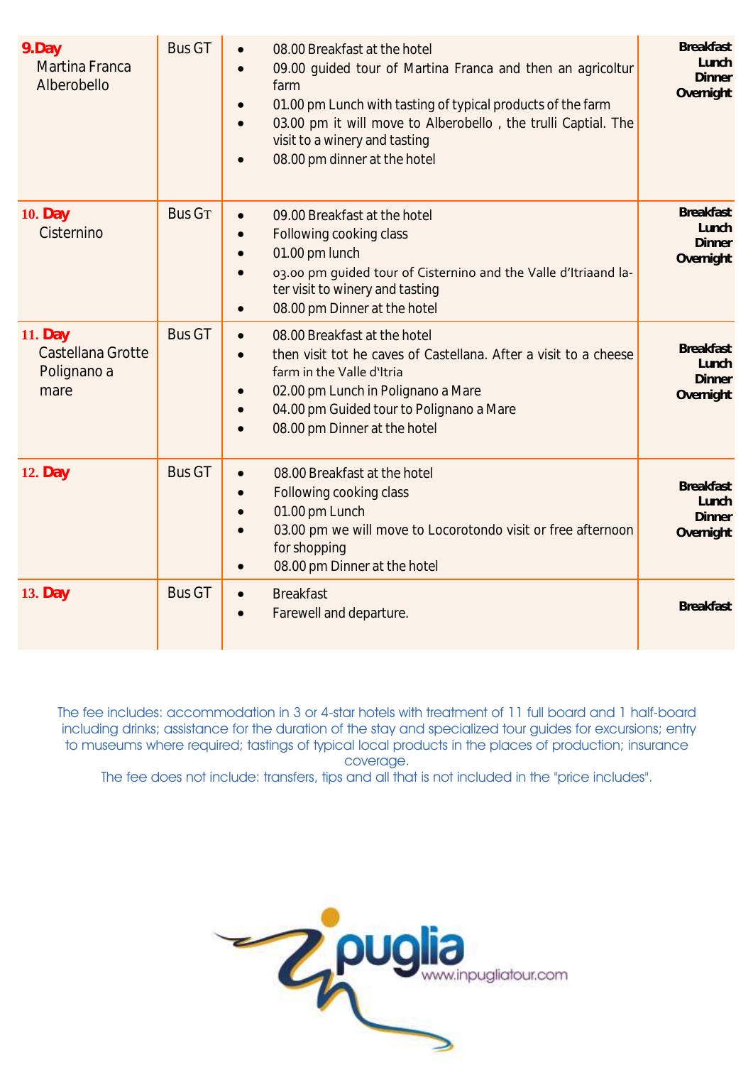| | | | |
|---|---|---|---|
| **9.Day** Martina Franca Alberobello | Bus GT | • 08.00 Breakfast at the hotel<br>• 09.00 guided tour of Martina Franca and then an agricoltur farm<br>• 01.00 pm Lunch with tasting of typical products of the farm<br>• 03.00 pm it will move to Alberobello , the trulli Captial. The visit to a winery and tasting<br>• 08.00 pm dinner at the hotel | **Breakfast Lunch Dinner Overnight** |
| **10. Day** Cisternino | Bus GT | • 09.00 Breakfast at the hotel<br>• Following cooking class<br>• 01.00 pm lunch<br>• 03.00 pm guided tour of Cisternino and the Valle d'Itriaand later visit to winery and tasting<br>• 08.00 pm Dinner at the hotel | **Breakfast Lunch Dinner Overnight** |
| **11. Day** Castellana Grotte Polignano a mare | Bus GT | • 08.00 Breakfast at the hotel<br>• then visit tot he caves of Castellana. After a visit to a cheese farm in the Valle d'Itria<br>• 02.00 pm Lunch in Polignano a Mare<br>• 04.00 pm Guided tour to Polignano a Mare<br>• 08.00 pm Dinner at the hotel | **Breakfast Lunch Dinner Overnight** |
| **12. Day** | Bus GT | • 08.00 Breakfast at the hotel<br>• Following cooking class<br>• 01.00 pm Lunch<br>• 03.00 pm we will move to Locorotondo visit or free afternoon for shopping<br>• 08.00 pm Dinner at the hotel | **Breakfast Lunch Dinner Overnight** |
| **13. Day** | Bus GT | • Breakfast<br>• Farewell and departure. | **Breakfast** |

The fee includes: accommodation in 3 or 4-star hotels with treatment of 11 full board and 1 half-board including drinks; assistance for the duration of the stay and specialized tour guides for excursions; entry to museums where required; tastings of typical local products in the places of production; insurance coverage.
The fee does not include: transfers, tips and all that is not included in the "price includes".

inpuglia
www.inpugliatour.com